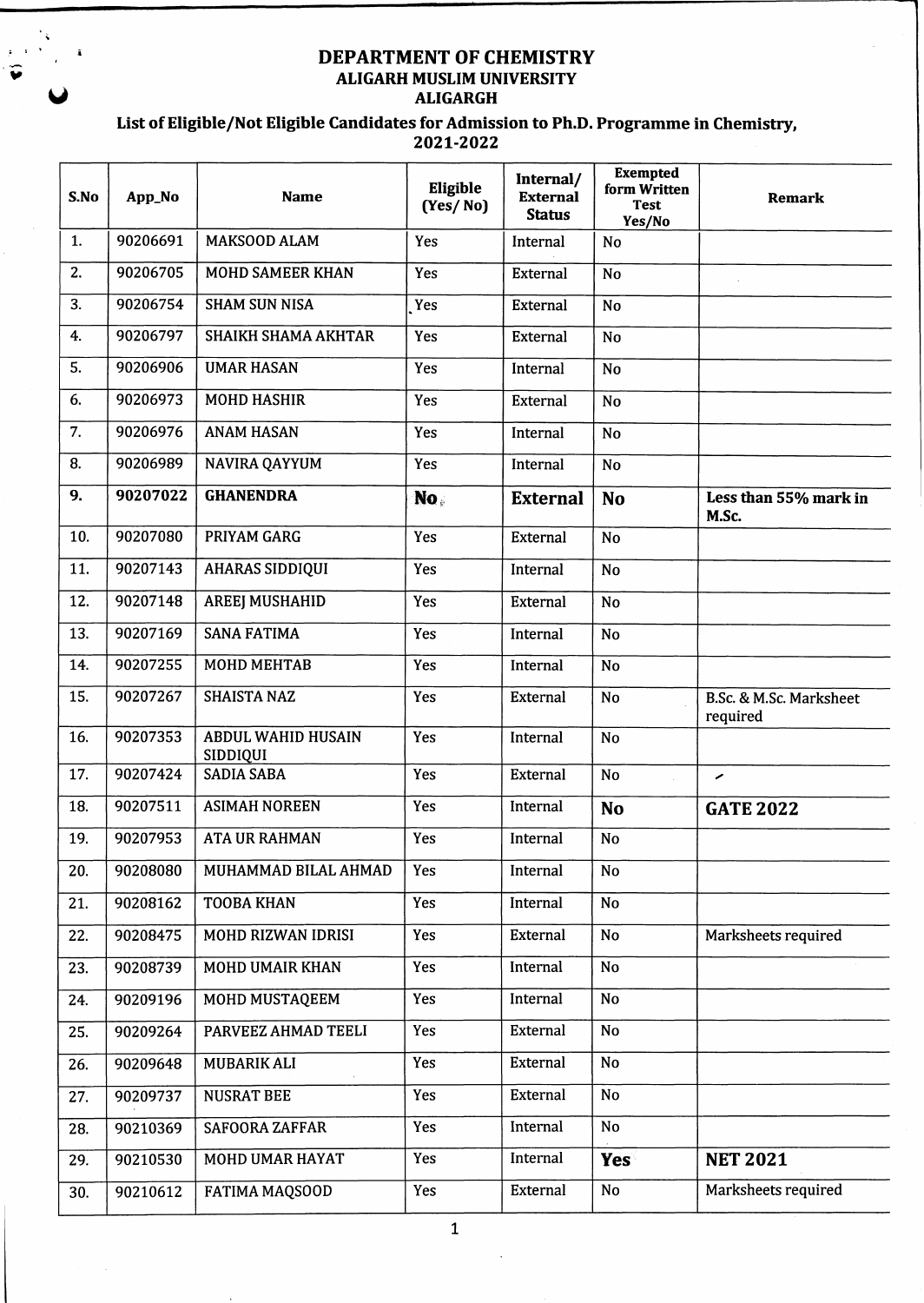# DEPARTMENT OF CHEMISTRY
## ALIGARH MUSLIM UNIVERSITY
## ALIGARGH

### List of Eligible/Not Eligible Candidates for Admission to Ph.D. Programme in Chemistry, 2021-2022

| S.No | App_No | Name | Eligible (Yes/ No) | Internal/ External Status | Exempted form Written Test Yes/No | Remark |
|---|---|---|---|---|---|---|
| 1. | 90206691 | MAKSOOD ALAM | Yes | Internal | No | |
| 2. | 90206705 | MOHD SAMEER KHAN | Yes | External | No | |
| 3. | 90206754 | SHAM SUN NISA | Yes | External | No | |
| 4. | 90206797 | SHAIKH SHAMA AKHTAR | Yes | External | No | |
| 5. | 90206906 | UMAR HASAN | Yes | Internal | No | |
| 6. | 90206973 | MOHD HASHIR | Yes | External | No | |
| 7. | 90206976 | ANAM HASAN | Yes | Internal | No | |
| 8. | 90206989 | NAVIRA QAYYUM | Yes | Internal | No | |
| **9.** | **90207022** | **GHANENDRA** | **No** | **External** | **No** | **Less than 55% mark in M.Sc.** |
| 10. | 90207080 | PRIYAM GARG | Yes | External | No | |
| 11. | 90207143 | AHARAS SIDDIQUI | Yes | Internal | No | |
| 12. | 90207148 | AREEJ MUSHAHID | Yes | External | No | |
| 13. | 90207169 | SANA FATIMA | Yes | Internal | No | |
| 14. | 90207255 | MOHD MEHTAB | Yes | Internal | No | |
| 15. | 90207267 | SHAISTA NAZ | Yes | External | No | B.Sc. & M.Sc. Marksheet required |
| 16. | 90207353 | ABDUL WAHID HUSAIN SIDDIQUI | Yes | Internal | No | |
| 17. | 90207424 | SADIA SABA | Yes | External | No | |
| 18. | 90207511 | ASIMAH NOREEN | Yes | Internal | **No** | **GATE 2022** |
| 19. | 90207953 | ATA UR RAHMAN | Yes | Internal | No | |
| 20. | 90208080 | MUHAMMAD BILAL AHMAD | Yes | Internal | No | |
| 21. | 90208162 | TOOBA KHAN | Yes | Internal | No | |
| 22. | 90208475 | MOHD RIZWAN IDRISI | Yes | External | No | Marksheets required |
| 23. | 90208739 | MOHD UMAIR KHAN | Yes | Internal | No | |
| 24. | 90209196 | MOHD MUSTAQEEM | Yes | Internal | No | |
| 25. | 90209264 | PARVEEZ AHMAD TEELI | Yes | External | No | |
| 26. | 90209648 | MUBARIK ALI | Yes | External | No | |
| 27. | 90209737 | NUSRAT BEE | Yes | External | No | |
| 28. | 90210369 | SAFOORA ZAFFAR | Yes | Internal | No | |
| 29. | 90210530 | MOHD UMAR HAYAT | Yes | Internal | **Yes** | **NET 2021** |
| 30. | 90210612 | FATIMA MAQSOOD | Yes | External | No | Marksheets required |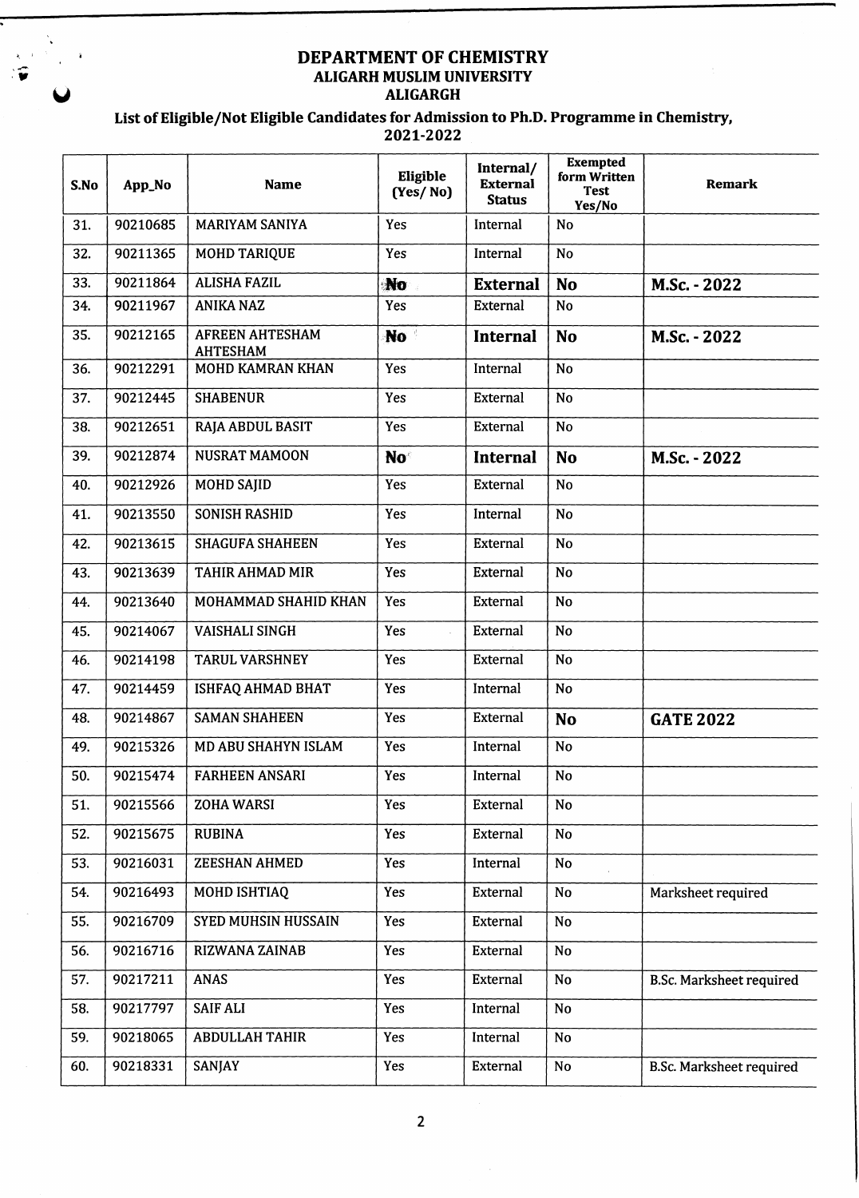# DEPARTMENT OF CHEMISTRY
## ALIGARH MUSLIM UNIVERSITY
## ALIGARGH

### List of Eligible/Not Eligible Candidates for Admission to Ph.D. Programme in Chemistry, 2021-2022

| S.No | App_No | Name | Eligible (Yes/ No) | Internal/ External Status | Exempted form Written Test Yes/No | Remark |
|---|---|---|---|---|---|---|
| 31. | 90210685 | MARIYAM SANIYA | Yes | Internal | No | |
| 32. | 90211365 | MOHD TARIQUE | Yes | Internal | No | |
| 33. | 90211864 | ALISHA FAZIL | **No** | **External** | **No** | **M.Sc. - 2022** |
| 34. | 90211967 | ANIKA NAZ | Yes | External | No | |
| 35. | 90212165 | AFREEN AHTESHAM AHTESHAM | **No** | **Internal** | **No** | **M.Sc. - 2022** |
| 36. | 90212291 | MOHD KAMRAN KHAN | Yes | Internal | No | |
| 37. | 90212445 | SHABENUR | Yes | External | No | |
| 38. | 90212651 | RAJA ABDUL BASIT | Yes | External | No | |
| 39. | 90212874 | NUSRAT MAMOON | **No** | **Internal** | **No** | **M.Sc. - 2022** |
| 40. | 90212926 | MOHD SAJID | Yes | External | No | |
| 41. | 90213550 | SONISH RASHID | Yes | Internal | No | |
| 42. | 90213615 | SHAGUFA SHAHEEN | Yes | External | No | |
| 43. | 90213639 | TAHIR AHMAD MIR | Yes | External | No | |
| 44. | 90213640 | MOHAMMAD SHAHID KHAN | Yes | External | No | |
| 45. | 90214067 | VAISHALI SINGH | Yes | External | No | |
| 46. | 90214198 | TARUL VARSHNEY | Yes | External | No | |
| 47. | 90214459 | ISHFAQ AHMAD BHAT | Yes | Internal | No | |
| 48. | 90214867 | SAMAN SHAHEEN | Yes | External | **No** | **GATE 2022** |
| 49. | 90215326 | MD ABU SHAHYN ISLAM | Yes | Internal | No | |
| 50. | 90215474 | FARHEEN ANSARI | Yes | Internal | No | |
| 51. | 90215566 | ZOHA WARSI | Yes | External | No | |
| 52. | 90215675 | RUBINA | Yes | External | No | |
| 53. | 90216031 | ZEESHAN AHMED | Yes | Internal | No | |
| 54. | 90216493 | MOHD ISHTIAQ | Yes | External | No | Marksheet required |
| 55. | 90216709 | SYED MUHSIN HUSSAIN | Yes | External | No | |
| 56. | 90216716 | RIZWANA ZAINAB | Yes | External | No | |
| 57. | 90217211 | ANAS | Yes | External | No | B.Sc. Marksheet required |
| 58. | 90217797 | SAIF ALI | Yes | Internal | No | |
| 59. | 90218065 | ABDULLAH TAHIR | Yes | Internal | No | |
| 60. | 90218331 | SANJAY | Yes | External | No | B.Sc. Marksheet required |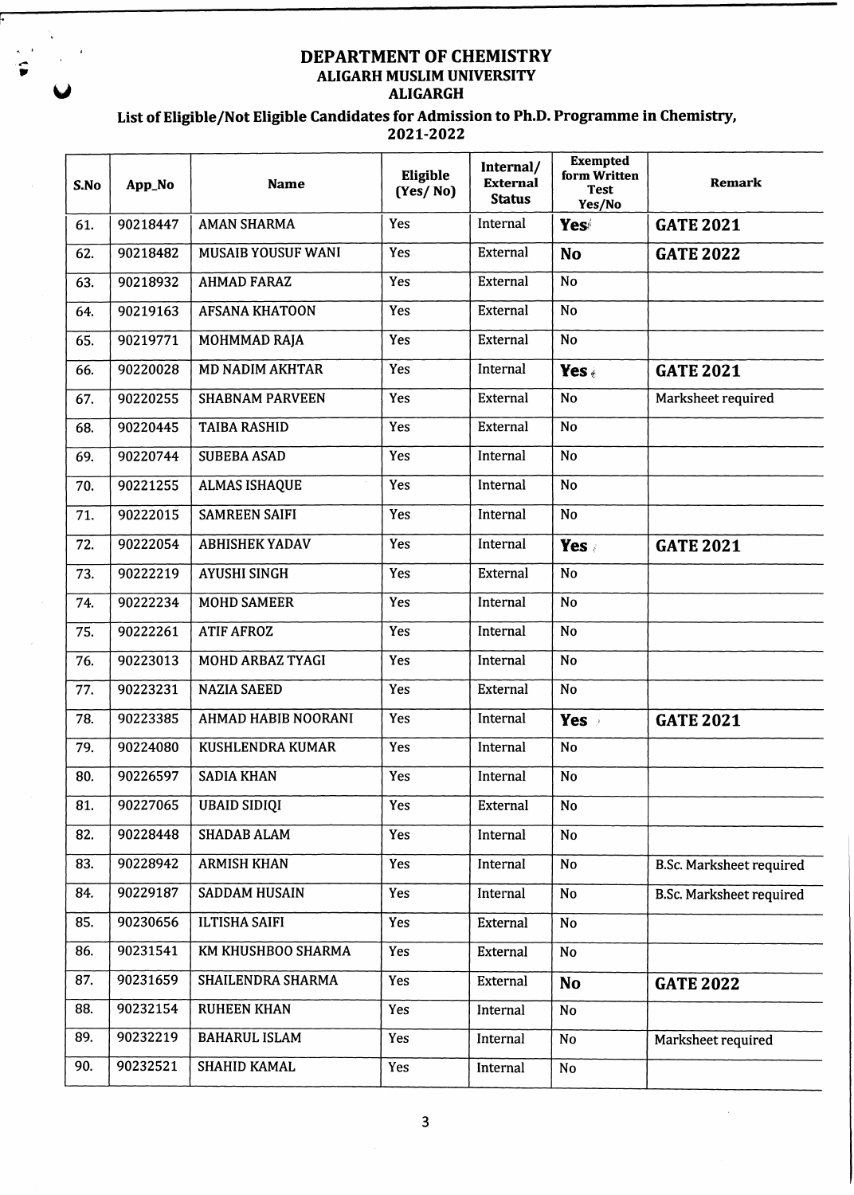# DEPARTMENT OF CHEMISTRY
## ALIGARH MUSLIM UNIVERSITY
## ALIGARGH

### List of Eligible/Not Eligible Candidates for Admission to Ph.D. Programme in Chemistry, 2021-2022

| S.No | App_No | Name | Eligible (Yes/ No) | Internal/ External Status | Exempted form Written Test Yes/No | Remark |
|---|---|---|---|---|---|---|
| 61. | 90218447 | AMAN SHARMA | Yes | Internal | **Yes** | **GATE 2021** |
| 62. | 90218482 | MUSAIB YOUSUF WANI | Yes | External | **No** | **GATE 2022** |
| 63. | 90218932 | AHMAD FARAZ | Yes | External | No | |
| 64. | 90219163 | AFSANA KHATOON | Yes | External | No | |
| 65. | 90219771 | MOHMMAD RAJA | Yes | External | No | |
| 66. | 90220028 | MD NADIM AKHTAR | Yes | Internal | **Yes** | **GATE 2021** |
| 67. | 90220255 | SHABNAM PARVEEN | Yes | External | No | Marksheet required |
| 68. | 90220445 | TAIBA RASHID | Yes | External | No | |
| 69. | 90220744 | SUBEBA ASAD | Yes | Internal | No | |
| 70. | 90221255 | ALMAS ISHAQUE | Yes | Internal | No | |
| 71. | 90222015 | SAMREEN SAIFI | Yes | Internal | No | |
| 72. | 90222054 | ABHISHEK YADAV | Yes | Internal | **Yes** | **GATE 2021** |
| 73. | 90222219 | AYUSHI SINGH | Yes | External | No | |
| 74. | 90222234 | MOHD SAMEER | Yes | Internal | No | |
| 75. | 90222261 | ATIF AFROZ | Yes | Internal | No | |
| 76. | 90223013 | MOHD ARBAZ TYAGI | Yes | Internal | No | |
| 77. | 90223231 | NAZIA SAEED | Yes | External | No | |
| 78. | 90223385 | AHMAD HABIB NOORANI | Yes | Internal | **Yes** | **GATE 2021** |
| 79. | 90224080 | KUSHLENDRA KUMAR | Yes | Internal | No | |
| 80. | 90226597 | SADIA KHAN | Yes | Internal | No | |
| 81. | 90227065 | UBAID SIDIQI | Yes | External | No | |
| 82. | 90228448 | SHADAB ALAM | Yes | Internal | No | |
| 83. | 90228942 | ARMISH KHAN | Yes | Internal | No | B.Sc. Marksheet required |
| 84. | 90229187 | SADDAM HUSAIN | Yes | Internal | No | B.Sc. Marksheet required |
| 85. | 90230656 | ILTISHA SAIFI | Yes | External | No | |
| 86. | 90231541 | KM KHUSHBOO SHARMA | Yes | External | No | |
| 87. | 90231659 | SHAILENDRA SHARMA | Yes | External | **No** | **GATE 2022** |
| 88. | 90232154 | RUHEEN KHAN | Yes | Internal | No | |
| 89. | 90232219 | BAHARUL ISLAM | Yes | Internal | No | Marksheet required |
| 90. | 90232521 | SHAHID KAMAL | Yes | Internal | No | |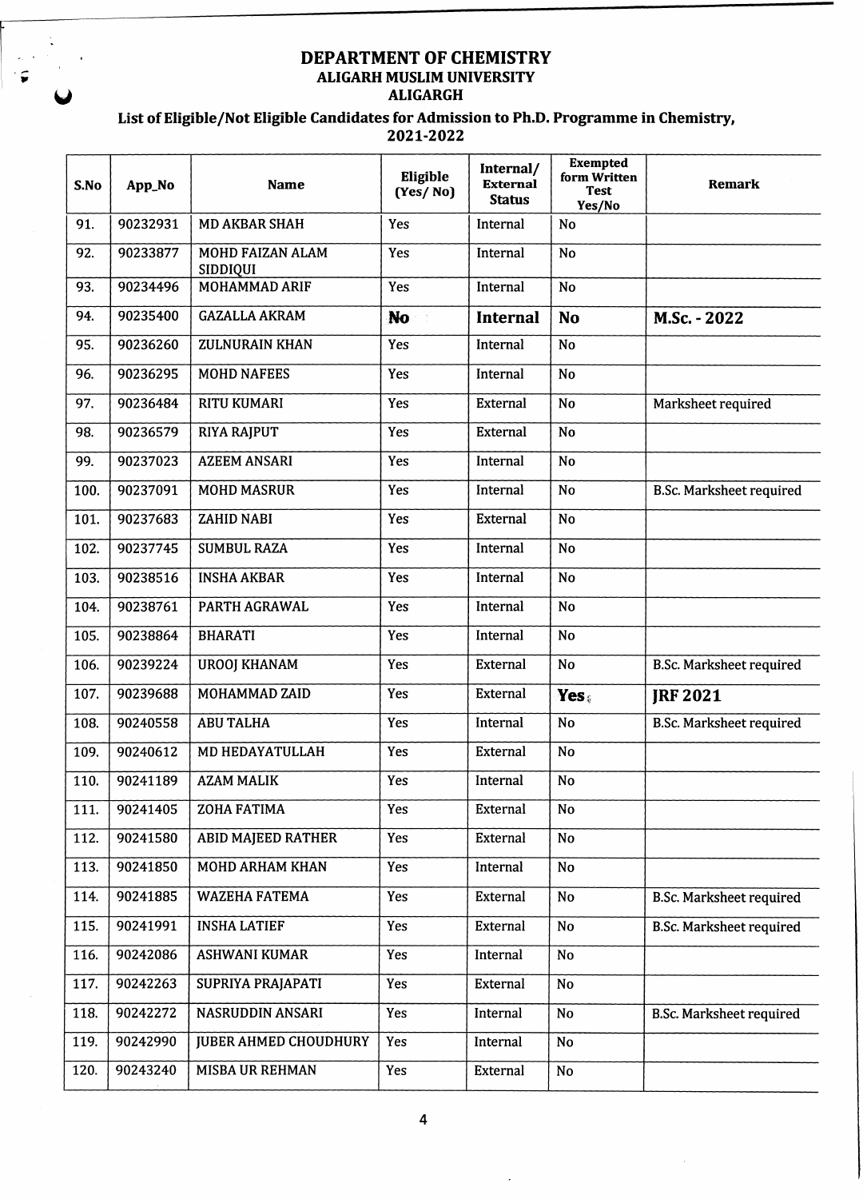# DEPARTMENT OF CHEMISTRY
## ALIGARH MUSLIM UNIVERSITY
## ALIGARGH

### List of Eligible/Not Eligible Candidates for Admission to Ph.D. Programme in Chemistry, 2021-2022

| S.No | App_No | Name | Eligible (Yes/ No) | Internal/ External Status | Exempted form Written Test Yes/No | Remark |
|---|---|---|---|---|---|---|
| 91. | 90232931 | MD AKBAR SHAH | Yes | Internal | No | |
| 92. | 90233877 | MOHD FAIZAN ALAM SIDDIQUI | Yes | Internal | No | |
| 93. | 90234496 | MOHAMMAD ARIF | Yes | Internal | No | |
| 94. | 90235400 | GAZALLA AKRAM | **No** | **Internal** | **No** | **M.Sc. - 2022** |
| 95. | 90236260 | ZULNURAIN KHAN | Yes | Internal | No | |
| 96. | 90236295 | MOHD NAFEES | Yes | Internal | No | |
| 97. | 90236484 | RITU KUMARI | Yes | External | No | Marksheet required |
| 98. | 90236579 | RIYA RAJPUT | Yes | External | No | |
| 99. | 90237023 | AZEEM ANSARI | Yes | Internal | No | |
| 100. | 90237091 | MOHD MASRUR | Yes | Internal | No | B.Sc. Marksheet required |
| 101. | 90237683 | ZAHID NABI | Yes | External | No | |
| 102. | 90237745 | SUMBUL RAZA | Yes | Internal | No | |
| 103. | 90238516 | INSHA AKBAR | Yes | Internal | No | |
| 104. | 90238761 | PARTH AGRAWAL | Yes | Internal | No | |
| 105. | 90238864 | BHARATI | Yes | Internal | No | |
| 106. | 90239224 | UROOJ KHANAM | Yes | External | No | B.Sc. Marksheet required |
| 107. | 90239688 | MOHAMMAD ZAID | Yes | External | **Yes** | **JRF 2021** |
| 108. | 90240558 | ABU TALHA | Yes | Internal | No | B.Sc. Marksheet required |
| 109. | 90240612 | MD HEDAYATULLAH | Yes | External | No | |
| 110. | 90241189 | AZAM MALIK | Yes | Internal | No | |
| 111. | 90241405 | ZOHA FATIMA | Yes | External | No | |
| 112. | 90241580 | ABID MAJEED RATHER | Yes | External | No | |
| 113. | 90241850 | MOHD ARHAM KHAN | Yes | Internal | No | |
| 114. | 90241885 | WAZEHA FATEMA | Yes | External | No | B.Sc. Marksheet required |
| 115. | 90241991 | INSHA LATIEF | Yes | External | No | B.Sc. Marksheet required |
| 116. | 90242086 | ASHWANI KUMAR | Yes | Internal | No | |
| 117. | 90242263 | SUPRIYA PRAJAPATI | Yes | External | No | |
| 118. | 90242272 | NASRUDDIN ANSARI | Yes | Internal | No | B.Sc. Marksheet required |
| 119. | 90242990 | JUBER AHMED CHOUDHURY | Yes | Internal | No | |
| 120. | 90243240 | MISBA UR REHMAN | Yes | External | No | |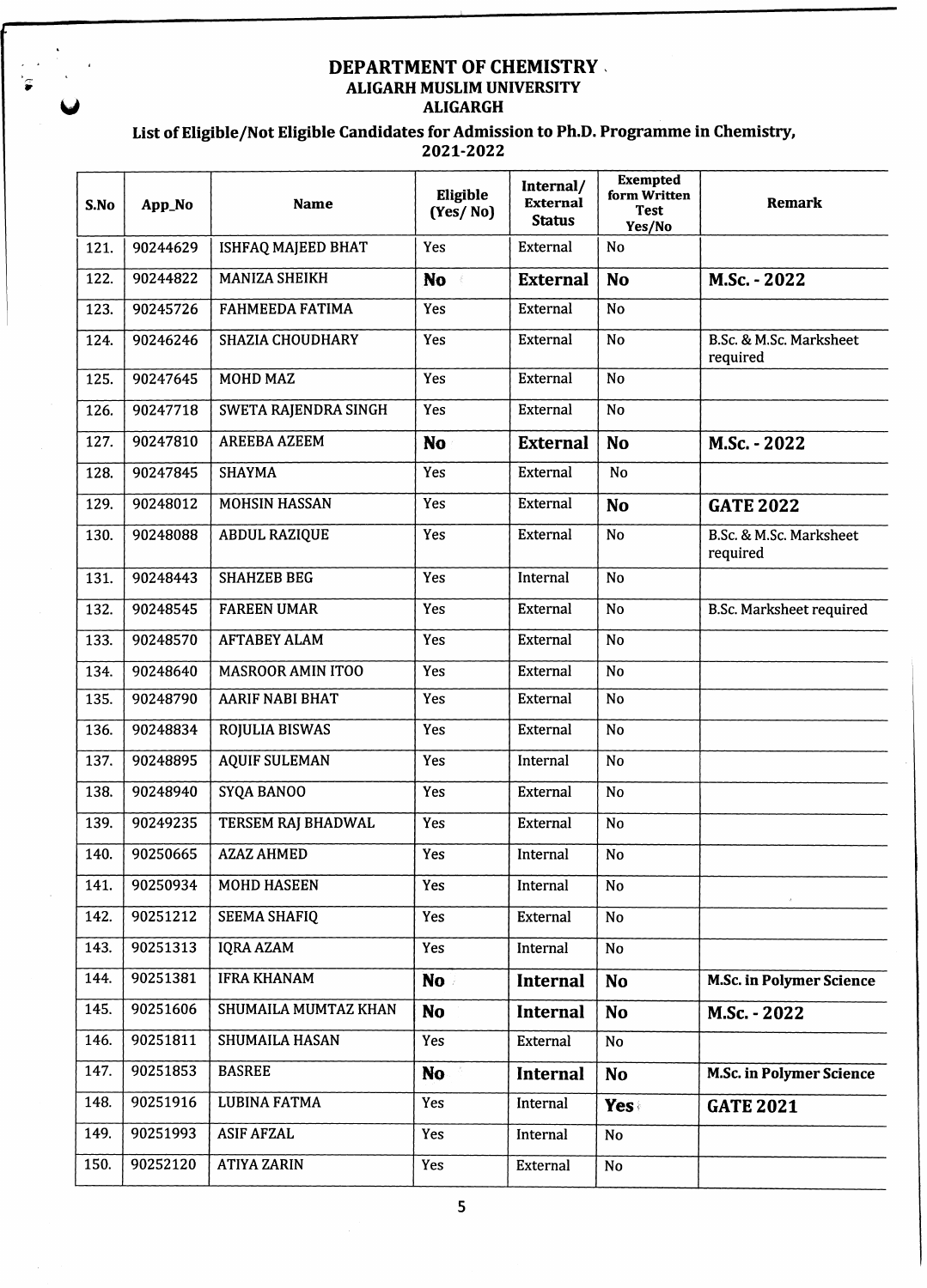# DEPARTMENT OF CHEMISTRY
## ALIGARH MUSLIM UNIVERSITY
## ALIGARGH

### List of Eligible/Not Eligible Candidates for Admission to Ph.D. Programme in Chemistry, 2021-2022

| S.No | App_No | Name | Eligible (Yes/ No) | Internal/ External Status | Exempted form Written Test Yes/No | Remark |
|---|---|---|---|---|---|---|
| 121. | 90244629 | ISHFAQ MAJEED BHAT | Yes | External | No | |
| 122. | 90244822 | MANIZA SHEIKH | **No** | **External** | **No** | **M.Sc. - 2022** |
| 123. | 90245726 | FAHMEEDA FATIMA | Yes | External | No | |
| 124. | 90246246 | SHAZIA CHOUDHARY | Yes | External | No | B.Sc. & M.Sc. Marksheet required |
| 125. | 90247645 | MOHD MAZ | Yes | External | No | |
| 126. | 90247718 | SWETA RAJENDRA SINGH | Yes | External | No | |
| 127. | 90247810 | AREEBA AZEEM | **No** | **External** | **No** | **M.Sc. - 2022** |
| 128. | 90247845 | SHAYMA | Yes | External | No | |
| 129. | 90248012 | MOHSIN HASSAN | Yes | External | **No** | **GATE 2022** |
| 130. | 90248088 | ABDUL RAZIQUE | Yes | External | No | B.Sc. & M.Sc. Marksheet required |
| 131. | 90248443 | SHAHZEB BEG | Yes | Internal | No | |
| 132. | 90248545 | FAREEN UMAR | Yes | External | No | B.Sc. Marksheet required |
| 133. | 90248570 | AFTABEY ALAM | Yes | External | No | |
| 134. | 90248640 | MASROOR AMIN ITOO | Yes | External | No | |
| 135. | 90248790 | AARIF NABI BHAT | Yes | External | No | |
| 136. | 90248834 | ROJULIA BISWAS | Yes | External | No | |
| 137. | 90248895 | AQUIF SULEMAN | Yes | Internal | No | |
| 138. | 90248940 | SYQA BANOO | Yes | External | No | |
| 139. | 90249235 | TERSEM RAJ BHADWAL | Yes | External | No | |
| 140. | 90250665 | AZAZ AHMED | Yes | Internal | No | |
| 141. | 90250934 | MOHD HASEEN | Yes | Internal | No | |
| 142. | 90251212 | SEEMA SHAFIQ | Yes | External | No | |
| 143. | 90251313 | IQRA AZAM | Yes | Internal | No | |
| 144. | 90251381 | IFRA KHANAM | **No** | **Internal** | **No** | **M.Sc. in Polymer Science** |
| 145. | 90251606 | SHUMAILA MUMTAZ KHAN | **No** | **Internal** | **No** | **M.Sc. - 2022** |
| 146. | 90251811 | SHUMAILA HASAN | Yes | External | No | |
| 147. | 90251853 | BASREE | **No** | **Internal** | **No** | **M.Sc. in Polymer Science** |
| 148. | 90251916 | LUBINA FATMA | Yes | Internal | **Yes** | **GATE 2021** |
| 149. | 90251993 | ASIF AFZAL | Yes | Internal | No | |
| 150. | 90252120 | ATIYA ZARIN | Yes | External | No | |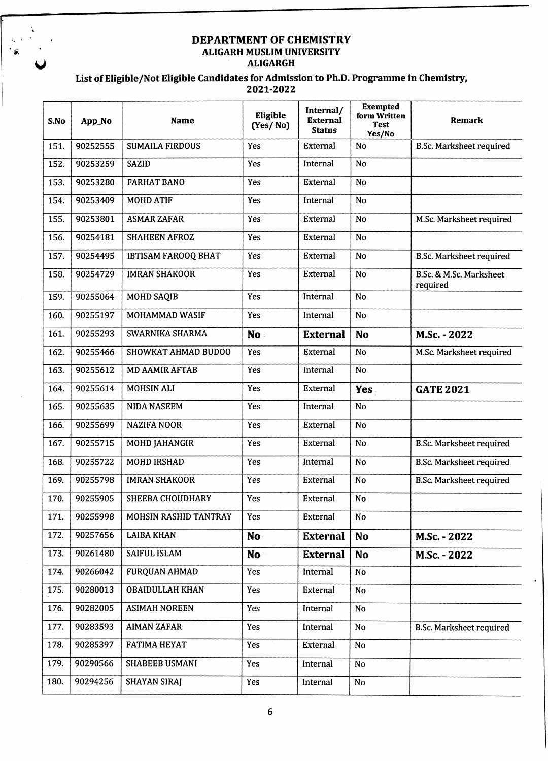# DEPARTMENT OF CHEMISTRY
## ALIGARH MUSLIM UNIVERSITY
## ALIGARGH

### List of Eligible/Not Eligible Candidates for Admission to Ph.D. Programme in Chemistry, 2021-2022

| S.No | App_No | Name | Eligible (Yes/ No) | Internal/ External Status | Exempted form Written Test Yes/No | Remark |
|---|---|---|---|---|---|---|
| 151. | 90252555 | SUMAILA FIRDOUS | Yes | External | No | B.Sc. Marksheet required |
| 152. | 90253259 | SAZID | Yes | Internal | No | |
| 153. | 90253280 | FARHAT BANO | Yes | External | No | |
| 154. | 90253409 | MOHD ATIF | Yes | Internal | No | |
| 155. | 90253801 | ASMAR ZAFAR | Yes | External | No | M.Sc. Marksheet required |
| 156. | 90254181 | SHAHEEN AFROZ | Yes | External | No | |
| 157. | 90254495 | IBTISAM FAROOQ BHAT | Yes | External | No | B.Sc. Marksheet required |
| 158. | 90254729 | IMRAN SHAKOOR | Yes | External | No | B.Sc. & M.Sc. Marksheet required |
| 159. | 90255064 | MOHD SAQIB | Yes | Internal | No | |
| 160. | 90255197 | MOHAMMAD WASIF | Yes | Internal | No | |
| 161. | 90255293 | SWARNIKA SHARMA | **No** | **External** | **No** | **M.Sc. - 2022** |
| 162. | 90255466 | SHOWKAT AHMAD BUDOO | Yes | External | No | M.Sc. Marksheet required |
| 163. | 90255612 | MD AAMIR AFTAB | Yes | Internal | No | |
| 164. | 90255614 | MOHSIN ALI | Yes | External | **Yes** | **GATE 2021** |
| 165. | 90255635 | NIDA NASEEM | Yes | Internal | No | |
| 166. | 90255699 | NAZIFA NOOR | Yes | External | No | |
| 167. | 90255715 | MOHD JAHANGIR | Yes | External | No | B.Sc. Marksheet required |
| 168. | 90255722 | MOHD IRSHAD | Yes | Internal | No | B.Sc. Marksheet required |
| 169. | 90255798 | IMRAN SHAKOOR | Yes | External | No | B.Sc. Marksheet required |
| 170. | 90255905 | SHEEBA CHOUDHARY | Yes | External | No | |
| 171. | 90255998 | MOHSIN RASHID TANTRAY | Yes | External | No | |
| 172. | 90257656 | LAIBA KHAN | **No** | **External** | **No** | **M.Sc. - 2022** |
| 173. | 90261480 | SAIFUL ISLAM | **No** | **External** | **No** | **M.Sc. - 2022** |
| 174. | 90266042 | FURQUAN AHMAD | Yes | Internal | No | |
| 175. | 90280013 | OBAIDULLAH KHAN | Yes | External | No | |
| 176. | 90282005 | ASIMAH NOREEN | Yes | Internal | No | |
| 177. | 90283593 | AIMAN ZAFAR | Yes | Internal | No | B.Sc. Marksheet required |
| 178. | 90285397 | FATIMA HEYAT | Yes | External | No | |
| 179. | 90290566 | SHABEEB USMANI | Yes | Internal | No | |
| 180. | 90294256 | SHAYAN SIRAJ | Yes | Internal | No | |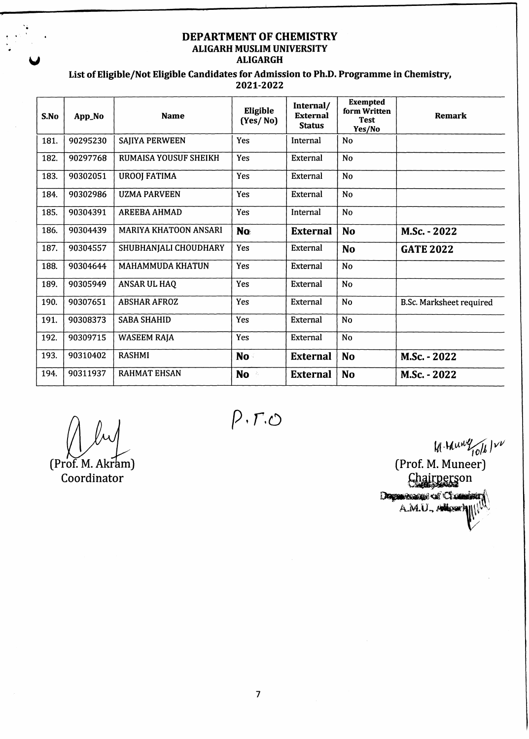# DEPARTMENT OF CHEMISTRY
## ALIGARH MUSLIM UNIVERSITY
## ALIGARGH

### List of Eligible/Not Eligible Candidates for Admission to Ph.D. Programme in Chemistry, 2021-2022

| S.No | App_No | Name | Eligible (Yes/ No) | Internal/ External Status | Exempted form Written Test Yes/No | Remark |
|---|---|---|---|---|---|---|
| 181. | 90295230 | SAJIYA PERWEEN | Yes | Internal | No | |
| 182. | 90297768 | RUMAISA YOUSUF SHEIKH | Yes | External | No | |
| 183. | 90302051 | UROOJ FATIMA | Yes | External | No | |
| 184. | 90302986 | UZMA PARVEEN | Yes | External | No | |
| 185. | 90304391 | AREEBA AHMAD | Yes | Internal | No | |
| 186. | 90304439 | MARIYA KHATOON ANSARI | **No** | **External** | **No** | **M.Sc. - 2022** |
| 187. | 90304557 | SHUBHANJALI CHOUDHARY | Yes | External | **No** | **GATE 2022** |
| 188. | 90304644 | MAHAMMUDA KHATUN | Yes | External | No | |
| 189. | 90305949 | ANSAR UL HAQ | Yes | External | No | |
| 190. | 90307651 | ABSHAR AFROZ | Yes | External | No | B.Sc. Marksheet required |
| 191. | 90308373 | SABA SHAHID | Yes | External | No | |
| 192. | 90309715 | WASEEM RAJA | Yes | External | No | |
| 193. | 90310402 | RASHMI | **No** | **External** | **No** | **M.Sc. - 2022** |
| 194. | 90311937 | RAHMAT EHSAN | **No** | **External** | **No** | **M.Sc. - 2022** |

P.T.O

(Prof. M. Akram)
Coordinator

(Prof. M. Muneer)
Chairperson
Department of Chemistry
A.M.U., Aligarh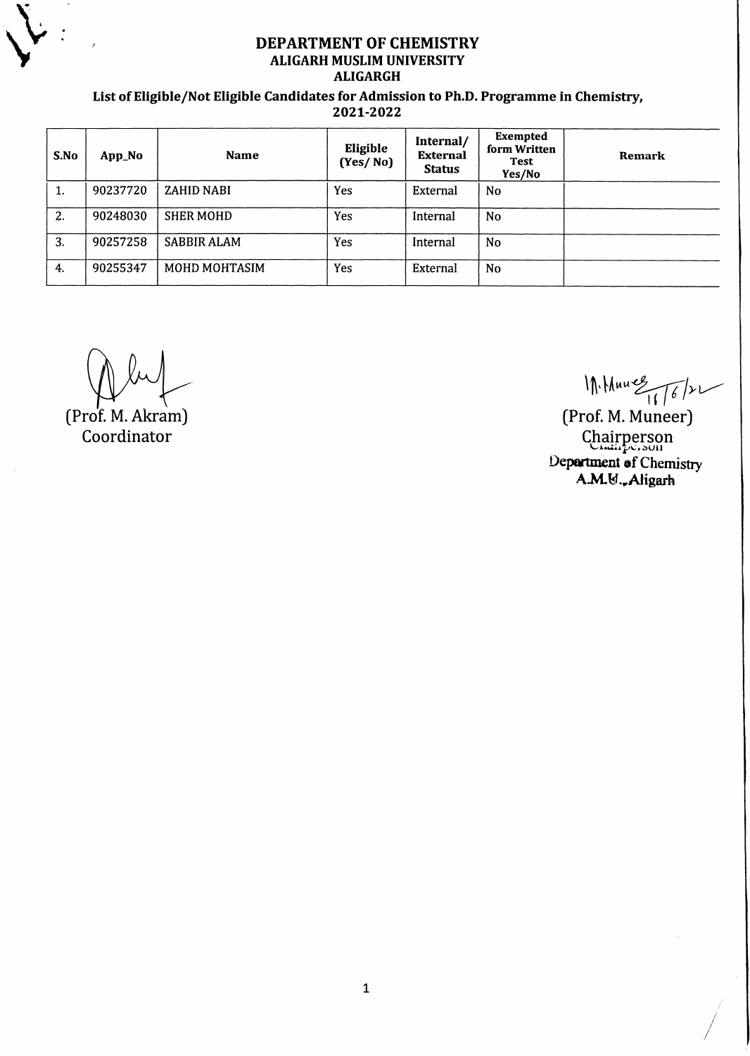# DEPARTMENT OF CHEMISTRY
## ALIGARH MUSLIM UNIVERSITY
## ALIGARGH

**List of Eligible/Not Eligible Candidates for Admission to Ph.D. Programme in Chemistry, 2021-2022**

| S.No | App_No | Name | Eligible (Yes/ No) | Internal/ External Status | Exempted form Written Test Yes/No | Remark |
|---|---|---|---|---|---|---|
| 1. | 90237720 | ZAHID NABI | Yes | External | No | |
| 2. | 90248030 | SHER MOHD | Yes | Internal | No | |
| 3. | 90257258 | SABBIR ALAM | Yes | Internal | No | |
| 4. | 90255347 | MOHD MOHTASIM | Yes | External | No | |

(Prof. M. Akram)
Coordinator

11/6/22
(Prof. M. Muneer)
Chairperson
Department of Chemistry
A.M.U., Aligarh